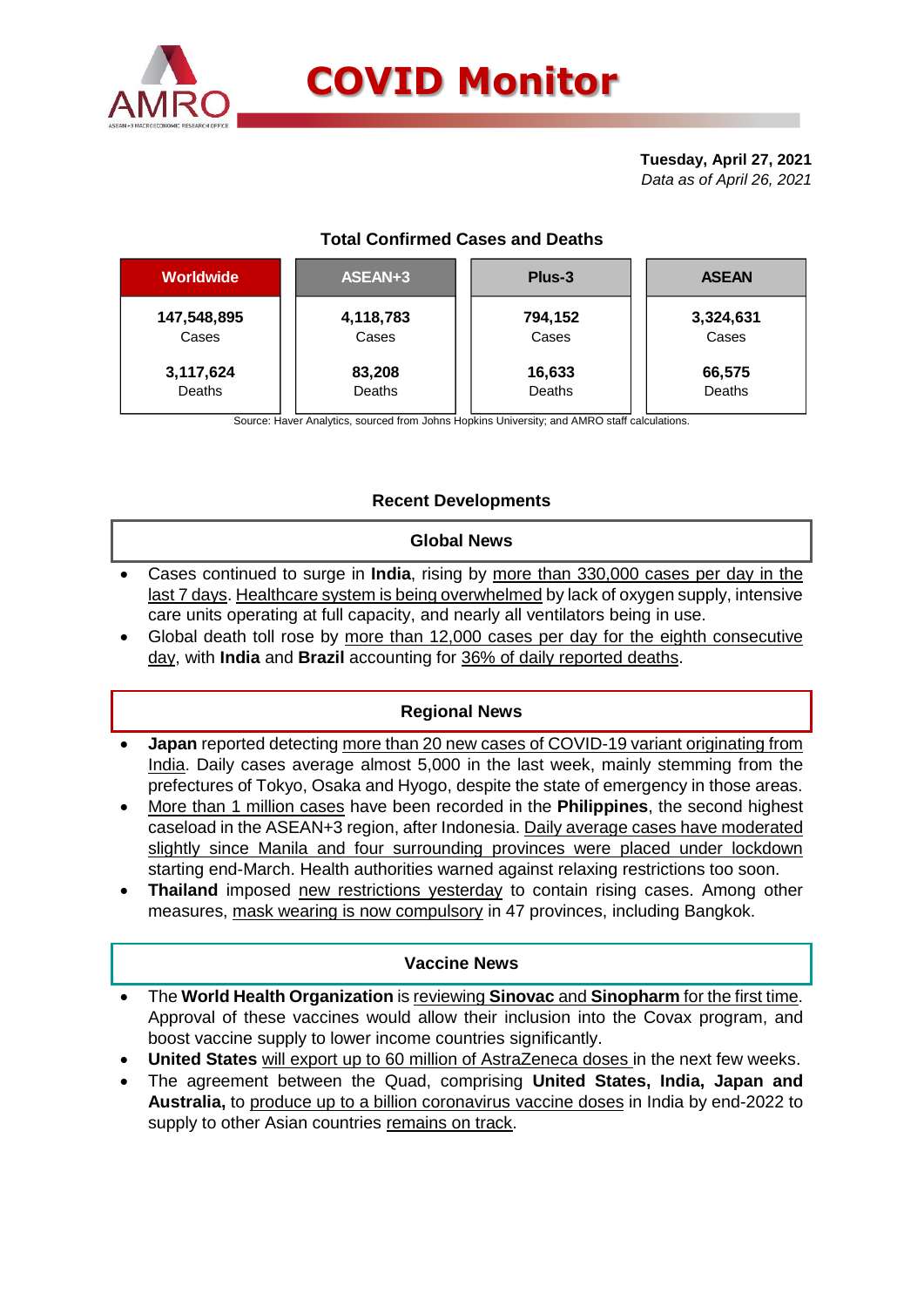# COVID Monitor

**Tuesday, April 27, 2021**
*Data as of April 26, 2021*

### Total Confirmed Cases and Deaths

| Worldwide | ASEAN+3 | Plus-3 | ASEAN |
|---|---|---|---|
| **147,548,895** Cases | **4,118,783** Cases | **794,152** Cases | **3,324,631** Cases |
| **3,117,624** Deaths | **83,208** Deaths | **16,633** Deaths | **66,575** Deaths |

Source: Haver Analytics, sourced from Johns Hopkins University; and AMRO staff calculations.

## Recent Developments

### Global News

- Cases continued to surge in **India**, rising by more than 330,000 cases per day in the last 7 days. Healthcare system is being overwhelmed by lack of oxygen supply, intensive care units operating at full capacity, and nearly all ventilators being in use.
- Global death toll rose by more than 12,000 cases per day for the eighth consecutive day, with **India** and **Brazil** accounting for 36% of daily reported deaths.

### Regional News

- **Japan** reported detecting more than 20 new cases of COVID-19 variant originating from India. Daily cases average almost 5,000 in the last week, mainly stemming from the prefectures of Tokyo, Osaka and Hyogo, despite the state of emergency in those areas.
- More than 1 million cases have been recorded in the **Philippines**, the second highest caseload in the ASEAN+3 region, after Indonesia. Daily average cases have moderated slightly since Manila and four surrounding provinces were placed under lockdown starting end-March. Health authorities warned against relaxing restrictions too soon.
- **Thailand** imposed new restrictions yesterday to contain rising cases. Among other measures, mask wearing is now compulsory in 47 provinces, including Bangkok.

### Vaccine News

- The **World Health Organization** is reviewing **Sinovac** and **Sinopharm** for the first time. Approval of these vaccines would allow their inclusion into the Covax program, and boost vaccine supply to lower income countries significantly.
- **United States** will export up to 60 million of AstraZeneca doses in the next few weeks.
- The agreement between the Quad, comprising **United States, India, Japan and Australia,** to produce up to a billion coronavirus vaccine doses in India by end-2022 to supply to other Asian countries remains on track.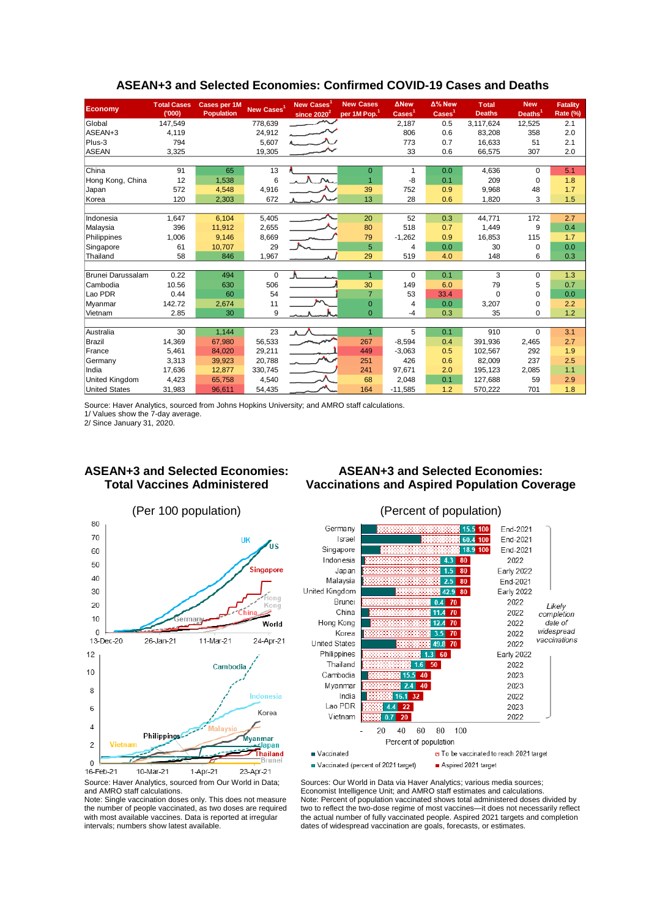## ASEAN+3 and Selected Economies: Confirmed COVID-19 Cases and Deaths

| Economy | Total Cases ('000) | Cases per 1M Population | New Cases[1] | New Cases[1] since 2020[2] | New Cases per 1M Pop.[1] | ΔNew Cases[1] | Δ% New Cases[1] | Total Deaths | New Deaths[1] | Fatality Rate (%) |
|---|---|---|---|---|---|---|---|---|---|---|
| Global | 147,549 | | 778,639 | | | 2,187 | 0.5 | 3,117,624 | 12,525 | 2.1 |
| ASEAN+3 | 4,119 | | 24,912 | | | 806 | 0.6 | 83,208 | 358 | 2.0 |
| Plus-3 | 794 | | 5,607 | | | 773 | 0.7 | 16,633 | 51 | 2.1 |
| ASEAN | 3,325 | | 19,305 | | | 33 | 0.6 | 66,575 | 307 | 2.0 |
| | | | | | | | | | | |
| China | 91 | 65 | 13 | | 0 | 1 | 0.0 | 4,636 | 0 | 5.1 |
| Hong Kong, China | 12 | 1,538 | 6 | | 1 | -8 | 0.1 | 209 | 0 | 1.8 |
| Japan | 572 | 4,548 | 4,916 | | 39 | 752 | 0.9 | 9,968 | 48 | 1.7 |
| Korea | 120 | 2,303 | 672 | | 13 | 28 | 0.6 | 1,820 | 3 | 1.5 |
| | | | | | | | | | | |
| Indonesia | 1,647 | 6,104 | 5,405 | | 20 | 52 | 0.3 | 44,771 | 172 | 2.7 |
| Malaysia | 396 | 11,912 | 2,655 | | 80 | 518 | 0.7 | 1,449 | 9 | 0.4 |
| Philippines | 1,006 | 9,146 | 8,669 | | 79 | -1,262 | 0.9 | 16,853 | 115 | 1.7 |
| Singapore | 61 | 10,707 | 29 | | 5 | 4 | 0.0 | 30 | 0 | 0.0 |
| Thailand | 58 | 846 | 1,967 | | 29 | 519 | 4.0 | 148 | 6 | 0.3 |
| | | | | | | | | | | |
| Brunei Darussalam | 0.22 | 494 | 0 | | 1 | 0 | 0.1 | 3 | 0 | 1.3 |
| Cambodia | 10.56 | 630 | 506 | | 30 | 149 | 6.0 | 79 | 5 | 0.7 |
| Lao PDR | 0.44 | 60 | 54 | | 7 | 53 | 33.4 | 0 | 0 | 0.0 |
| Myanmar | 142.72 | 2,674 | 11 | | 0 | 4 | 0.0 | 3,207 | 0 | 2.2 |
| Vietnam | 2.85 | 30 | 9 | | 0 | -4 | 0.3 | 35 | 0 | 1.2 |
| | | | | | | | | | | |
| Australia | 30 | 1,144 | 23 | | 1 | 5 | 0.1 | 910 | 0 | 3.1 |
| Brazil | 14,369 | 67,980 | 56,533 | | 267 | -8,594 | 0.4 | 391,936 | 2,465 | 2.7 |
| France | 5,461 | 84,020 | 29,211 | | 449 | -3,063 | 0.5 | 102,567 | 292 | 1.9 |
| Germany | 3,313 | 39,923 | 20,788 | | 251 | 426 | 0.6 | 82,009 | 237 | 2.5 |
| India | 17,636 | 12,877 | 330,745 | | 241 | 97,671 | 2.0 | 195,123 | 2,085 | 1.1 |
| United Kingdom | 4,423 | 65,758 | 4,540 | | 68 | 2,048 | 0.1 | 127,688 | 59 | 2.9 |
| United States | 31,983 | 96,611 | 54,435 | | 164 | -11,585 | 1.2 | 570,222 | 701 | 1.8 |

Source: Haver Analytics, sourced from Johns Hopkins University; and AMRO staff calculations.
1/ Values show the 7-day average.
2/ Since January 31, 2020.

## ASEAN+3 and Selected Economies: Total Vaccines Administered

(Per 100 population)

80
70
60
50
40
30
20
10
0
UK
US
Singapore
Hong Kong
China
Germany
World
13-Dec-20
26-Jan-21
11-Mar-21
24-Apr-21

12
10
8
6
4
2
0
Cambodia
Indonesia
Korea
Malaysia
Philippines
Vietnam
Myanmar
Japan
Thailand
Brunei
16-Feb-21
10-Mar-21
1-Apr-21
23-Apr-21

Source: Haver Analytics, sourced from Our World in Data; and AMRO staff calculations.
Note: Single vaccination doses only. This does not measure the number of people vaccinated, as two doses are required with most available vaccines. Data is reported at irregular intervals; numbers show latest available.

## ASEAN+3 and Selected Economies: Vaccinations and Aspired Population Coverage

(Percent of population)

Germany 15.5 100 End-2021
Israel 60.4 100 End-2021
Singapore 18.9 100 End-2021
Indonesia 4.3 80 2022
Japan 1.5 80 Early 2022
Malaysia 2.5 80 End-2021
United Kingdom 42.9 80 Early 2022
Brunei 0.4 70 2022
China 11.4 70 2022
Hong Kong 12.4 70 2022
Korea 3.5 70 2022
United States 49.8 70 2022
Philippines 1.3 60 Early 2022
Thailand 1.6 50 2022
Cambodia 15.5 40 2023
Myanmar 2.4 40 2023
India 16.1 32 2022
Lao PDR 4.4 22 2023
Vietnam 0.7 20 2022

Likely completion date of widespread vaccinations

- 20 40 60 80 100
Percent of population

Vaccinated
To be vaccinated to reach 2021 target
Vaccinated (percent of 2021 target)
Aspired 2021 target

Sources: Our World in Data via Haver Analytics; various media sources; Economist Intelligence Unit; and AMRO staff estimates and calculations.
Note: Percent of population vaccinated shows total administered doses divided by two to reflect the two-dose regime of most vaccines—it does not necessarily reflect the actual number of fully vaccinated people. Aspired 2021 targets and completion dates of widespread vaccination are goals, forecasts, or estimates.